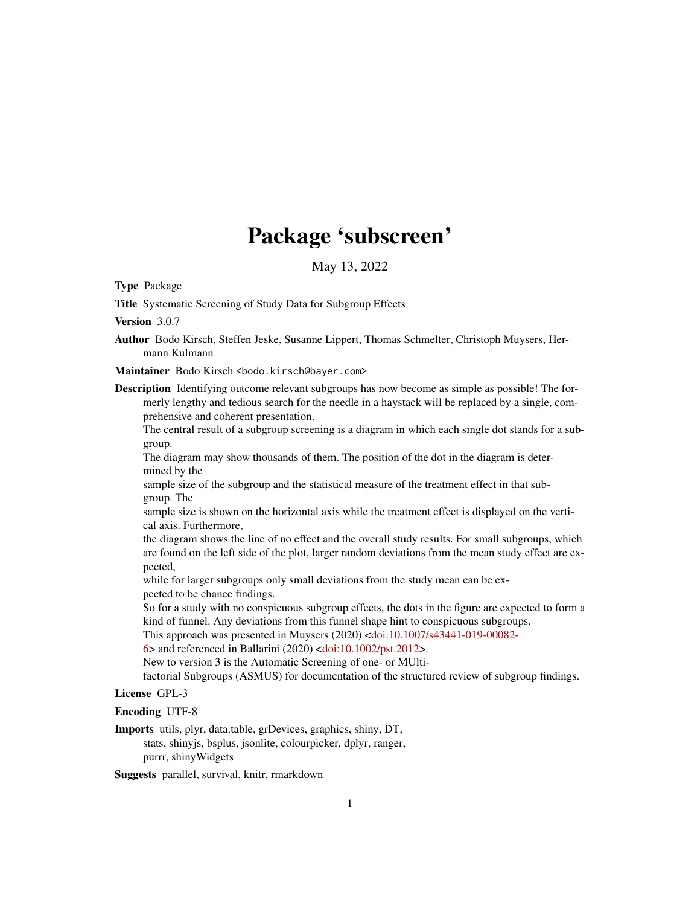# Package 'subscreen'

May 13, 2022

**Type** Package

**Title** Systematic Screening of Study Data for Subgroup Effects

**Version** 3.0.7

**Author** Bodo Kirsch, Steffen Jeske, Susanne Lippert, Thomas Schmelter, Christoph Muysers, Hermann Kulmann

**Maintainer** Bodo Kirsch <bodo.kirsch@bayer.com>

**Description** Identifying outcome relevant subgroups has now become as simple as possible! The formerly lengthy and tedious search for the needle in a haystack will be replaced by a single, comprehensive and coherent presentation.
The central result of a subgroup screening is a diagram in which each single dot stands for a subgroup.
The diagram may show thousands of them. The position of the dot in the diagram is determined by the
sample size of the subgroup and the statistical measure of the treatment effect in that subgroup. The
sample size is shown on the horizontal axis while the treatment effect is displayed on the vertical axis. Furthermore,
the diagram shows the line of no effect and the overall study results. For small subgroups, which are found on the left side of the plot, larger random deviations from the mean study effect are expected,
while for larger subgroups only small deviations from the study mean can be expected to be chance findings.
So for a study with no conspicuous subgroup effects, the dots in the figure are expected to form a kind of funnel. Any deviations from this funnel shape hint to conspicuous subgroups.
This approach was presented in Muysers (2020) <doi:10.1007/s43441-019-00082-6> and referenced in Ballarini (2020) <doi:10.1002/pst.2012>.
New to version 3 is the Automatic Screening of one- or MUlti-factorial Subgroups (ASMUS) for documentation of the structured review of subgroup findings.

**License** GPL-3

**Encoding** UTF-8

**Imports** utils, plyr, data.table, grDevices, graphics, shiny, DT, stats, shinyjs, bsplus, jsonlite, colourpicker, dplyr, ranger, purrr, shinyWidgets

**Suggests** parallel, survival, knitr, rmarkdown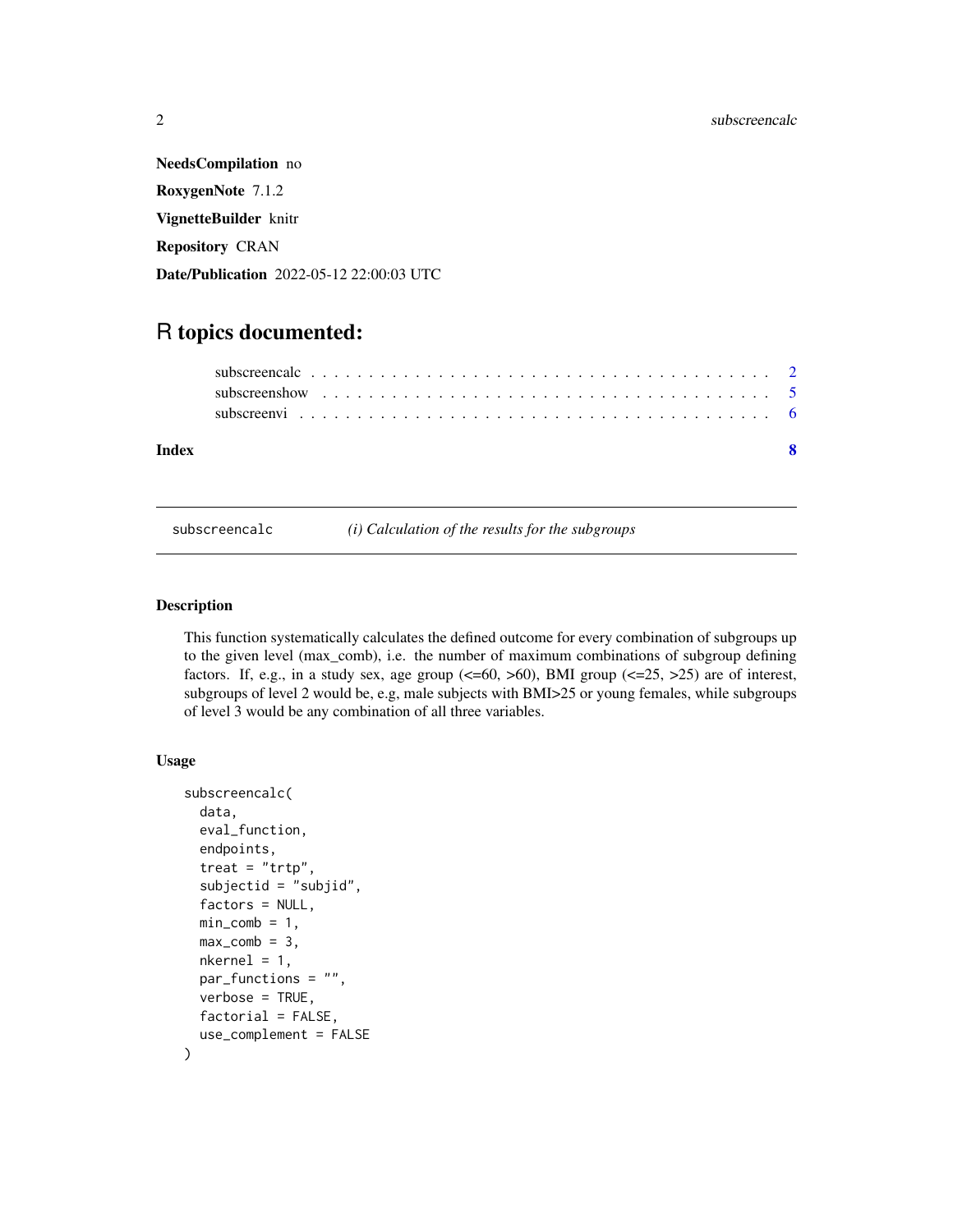**NeedsCompilation** no

**RoxygenNote** 7.1.2

**VignetteBuilder** knitr

**Repository** CRAN

**Date/Publication** 2022-05-12 22:00:03 UTC

# R topics documented:

subscreencalc . . . . . . . . . . . . . . . . . . . . . . . . . . . . . . . . . . . . . . . . 2
subscreenshow . . . . . . . . . . . . . . . . . . . . . . . . . . . . . . . . . . . . . . . 5
subscreenvi . . . . . . . . . . . . . . . . . . . . . . . . . . . . . . . . . . . . . . . . . 6

**Index** **8**

---

subscreencalc *(i) Calculation of the results for the subgroups*

---

## Description

This function systematically calculates the defined outcome for every combination of subgroups up to the given level (max_comb), i.e. the number of maximum combinations of subgroup defining factors. If, e.g., in a study sex, age group (<=60, >60), BMI group (<=25, >25) are of interest, subgroups of level 2 would be, e.g, male subjects with BMI>25 or young females, while subgroups of level 3 would be any combination of all three variables.

## Usage

```
subscreencalc(
  data,
  eval_function,
  endpoints,
  treat = "trtp",
  subjectid = "subjid",
  factors = NULL,
  min_comb = 1,
  max_comb = 3,
  nkernel = 1,
  par_functions = "",
  verbose = TRUE,
  factorial = FALSE,
  use_complement = FALSE
)
```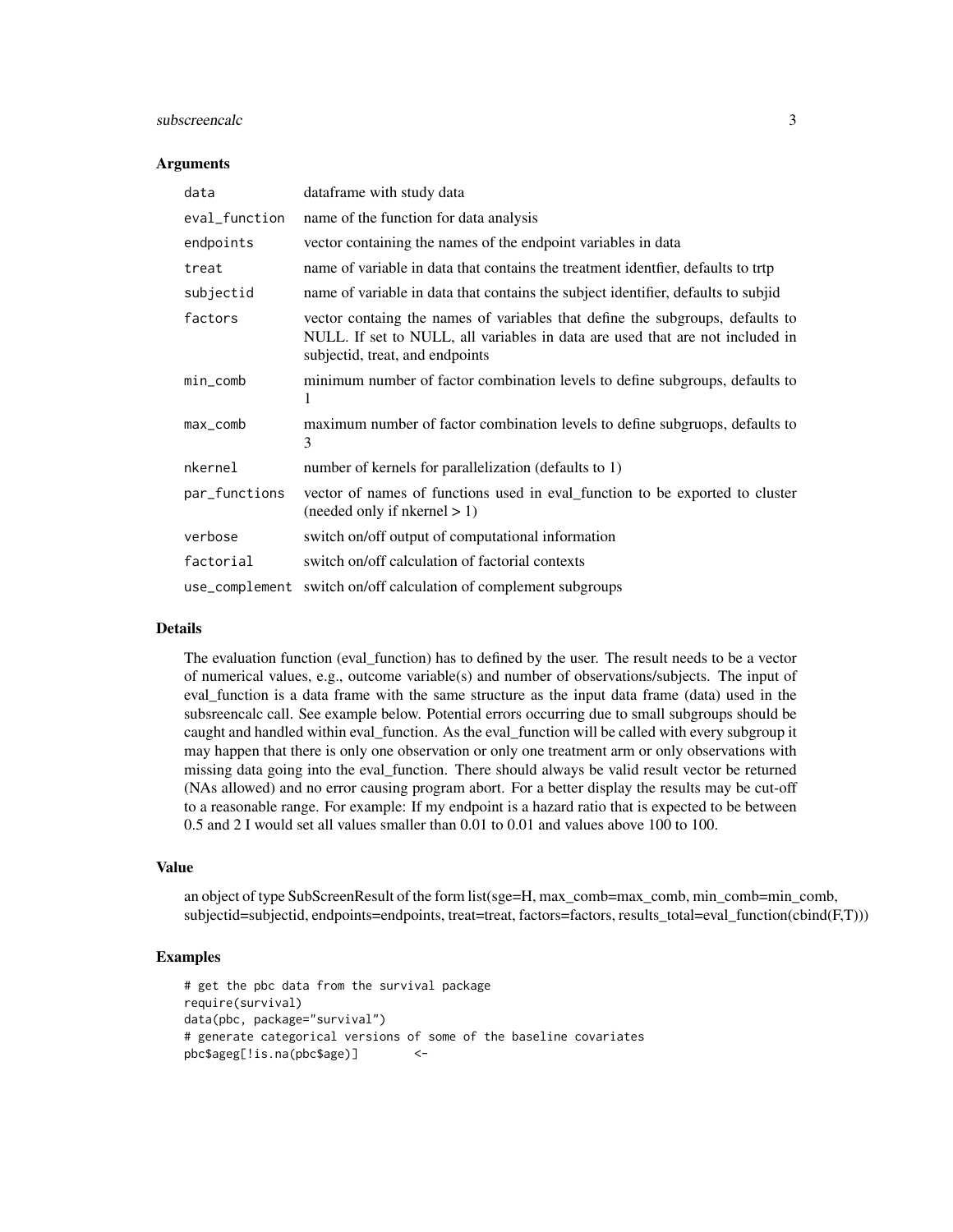### Arguments

| | |
|---|---|
| data | dataframe with study data |
| eval_function | name of the function for data analysis |
| endpoints | vector containing the names of the endpoint variables in data |
| treat | name of variable in data that contains the treatment identfier, defaults to trtp |
| subjectid | name of variable in data that contains the subject identifier, defaults to subjid |
| factors | vector containg the names of variables that define the subgroups, defaults to NULL. If set to NULL, all variables in data are used that are not included in subjectid, treat, and endpoints |
| min_comb | minimum number of factor combination levels to define subgroups, defaults to 1 |
| max_comb | maximum number of factor combination levels to define subgruops, defaults to 3 |
| nkernel | number of kernels for parallelization (defaults to 1) |
| par_functions | vector of names of functions used in eval_function to be exported to cluster (needed only if nkernel > 1) |
| verbose | switch on/off output of computational information |
| factorial | switch on/off calculation of factorial contexts |
| use_complement | switch on/off calculation of complement subgroups |

### Details

The evaluation function (eval_function) has to defined by the user. The result needs to be a vector of numerical values, e.g., outcome variable(s) and number of observations/subjects. The input of eval_function is a data frame with the same structure as the input data frame (data) used in the subsreencalc call. See example below. Potential errors occurring due to small subgroups should be caught and handled within eval_function. As the eval_function will be called with every subgroup it may happen that there is only one observation or only one treatment arm or only observations with missing data going into the eval_function. There should always be valid result vector be returned (NAs allowed) and no error causing program abort. For a better display the results may be cut-off to a reasonable range. For example: If my endpoint is a hazard ratio that is expected to be between 0.5 and 2 I would set all values smaller than 0.01 to 0.01 and values above 100 to 100.

### Value

an object of type SubScreenResult of the form list(sge=H, max_comb=max_comb, min_comb=min_comb, subjectid=subjectid, endpoints=endpoints, treat=treat, factors=factors, results_total=eval_function(cbind(F,T)))

### Examples

```
# get the pbc data from the survival package
require(survival)
data(pbc, package="survival")
# generate categorical versions of some of the baseline covariates
pbc$ageg[!is.na(pbc$age)]        <-
```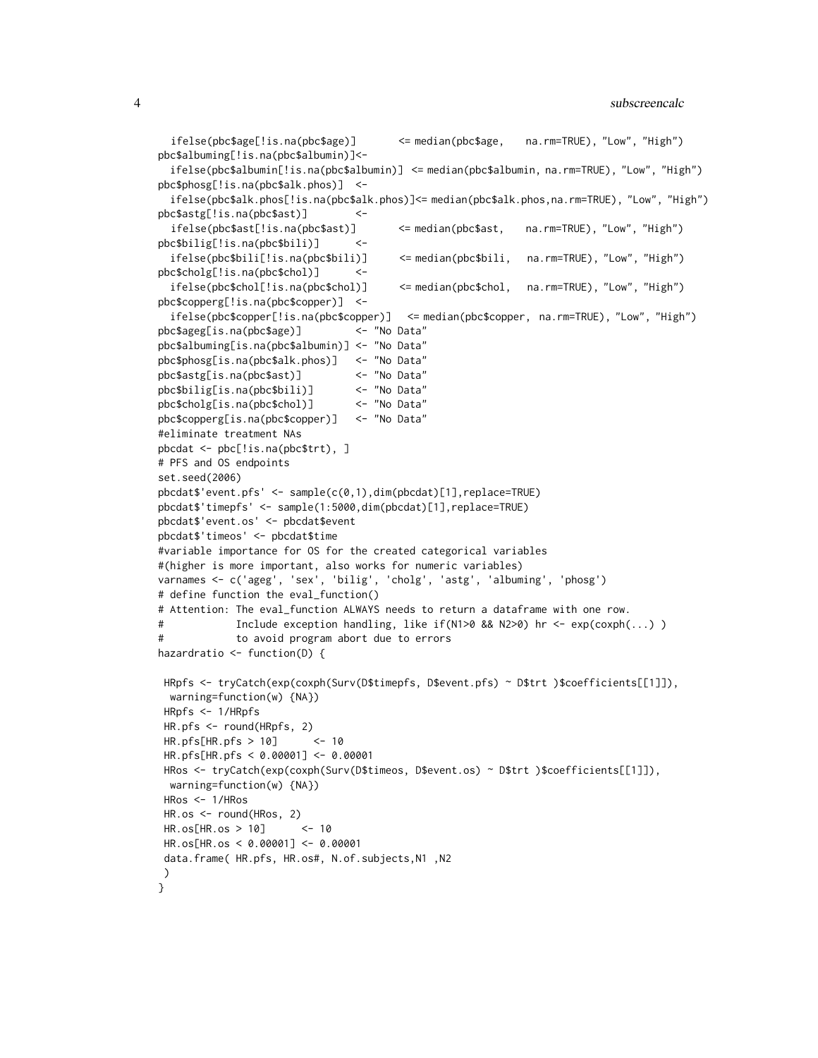```
  ifelse(pbc$age[!is.na(pbc$age)]       <= median(pbc$age,    na.rm=TRUE), "Low", "High")
pbc$albuming[!is.na(pbc$albumin)]<-
  ifelse(pbc$albumin[!is.na(pbc$albumin)] <= median(pbc$albumin, na.rm=TRUE), "Low", "High")
pbc$phosg[!is.na(pbc$alk.phos)]  <-
  ifelse(pbc$alk.phos[!is.na(pbc$alk.phos)]<= median(pbc$alk.phos,na.rm=TRUE), "Low", "High")
pbc$astg[!is.na(pbc$ast)]        <-
  ifelse(pbc$ast[!is.na(pbc$ast)]       <= median(pbc$ast,    na.rm=TRUE), "Low", "High")
pbc$bilig[!is.na(pbc$bili)]      <-
  ifelse(pbc$bili[!is.na(pbc$bili)]      <= median(pbc$bili,   na.rm=TRUE), "Low", "High")
pbc$cholg[!is.na(pbc$chol)]      <-
  ifelse(pbc$chol[!is.na(pbc$chol)]      <= median(pbc$chol,   na.rm=TRUE), "Low", "High")
pbc$copperg[!is.na(pbc$copper)]  <-
  ifelse(pbc$copper[!is.na(pbc$copper)]   <= median(pbc$copper,  na.rm=TRUE), "Low", "High")
pbc$ageg[is.na(pbc$age)]         <- "No Data"
pbc$albuming[is.na(pbc$albumin)] <- "No Data"
pbc$phosg[is.na(pbc$alk.phos)]   <- "No Data"
pbc$astg[is.na(pbc$ast)]         <- "No Data"
pbc$bilig[is.na(pbc$bili)]       <- "No Data"
pbc$cholg[is.na(pbc$chol)]       <- "No Data"
pbc$copperg[is.na(pbc$copper)]   <- "No Data"
#eliminate treatment NAs
pbcdat <- pbc[!is.na(pbc$trt), ]
# PFS and OS endpoints
set.seed(2006)
pbcdat$'event.pfs' <- sample(c(0,1),dim(pbcdat)[1],replace=TRUE)
pbcdat$'timepfs' <- sample(1:5000,dim(pbcdat)[1],replace=TRUE)
pbcdat$'event.os' <- pbcdat$event
pbcdat$'timeos' <- pbcdat$time
#variable importance for OS for the created categorical variables
#(higher is more important, also works for numeric variables)
varnames <- c('ageg', 'sex', 'bilig', 'cholg', 'astg', 'albuming', 'phosg')
# define function the eval_function()
# Attention: The eval_function ALWAYS needs to return a dataframe with one row.
#            Include exception handling, like if(N1>0 && N2>0) hr <- exp(coxph(...) )
#            to avoid program abort due to errors
hazardratio <- function(D) {

 HRpfs <- tryCatch(exp(coxph(Surv(D$timepfs, D$event.pfs) ~ D$trt )$coefficients[[1]]),
  warning=function(w) {NA})
 HRpfs <- 1/HRpfs
 HR.pfs <- round(HRpfs, 2)
 HR.pfs[HR.pfs > 10]      <- 10
 HR.pfs[HR.pfs < 0.00001] <- 0.00001
 HRos <- tryCatch(exp(coxph(Surv(D$timeos, D$event.os) ~ D$trt )$coefficients[[1]]),
  warning=function(w) {NA})
 HRos <- 1/HRos
 HR.os <- round(HRos, 2)
 HR.os[HR.os > 10]      <- 10
 HR.os[HR.os < 0.00001] <- 0.00001
 data.frame( HR.pfs, HR.os#, N.of.subjects,N1 ,N2
 )
}
```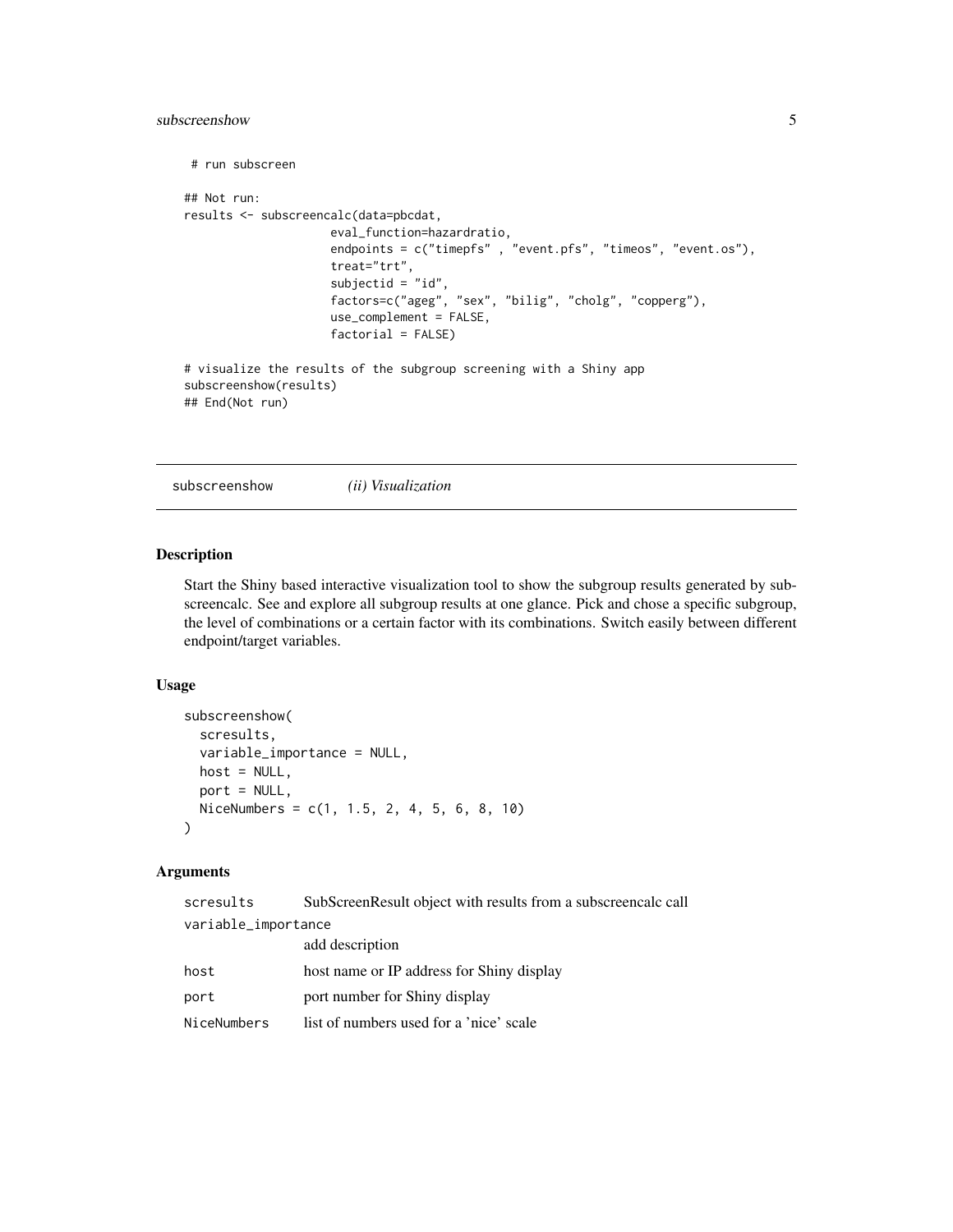```
 # run subscreen

## Not run:
results <- subscreencalc(data=pbcdat,
                     eval_function=hazardratio,
                     endpoints = c("timepfs" , "event.pfs", "timeos", "event.os"),
                     treat="trt",
                     subjectid = "id",
                     factors=c("ageg", "sex", "bilig", "cholg", "copperg"),
                     use_complement = FALSE,
                     factorial = FALSE)

# visualize the results of the subgroup screening with a Shiny app
subscreenshow(results)
## End(Not run)
```

## subscreenshow *(ii) Visualization*

### Description

Start the Shiny based interactive visualization tool to show the subgroup results generated by subscreencalc. See and explore all subgroup results at one glance. Pick and chose a specific subgroup, the level of combinations or a certain factor with its combinations. Switch easily between different endpoint/target variables.

### Usage

```
subscreenshow(
  scresults,
  variable_importance = NULL,
  host = NULL,
  port = NULL,
  NiceNumbers = c(1, 1.5, 2, 4, 5, 6, 8, 10)
)
```

### Arguments

| | |
|---|---|
| `scresults` | SubScreenResult object with results from a subscreencalc call |
| `variable_importance` | add description |
| `host` | host name or IP address for Shiny display |
| `port` | port number for Shiny display |
| `NiceNumbers` | list of numbers used for a 'nice' scale |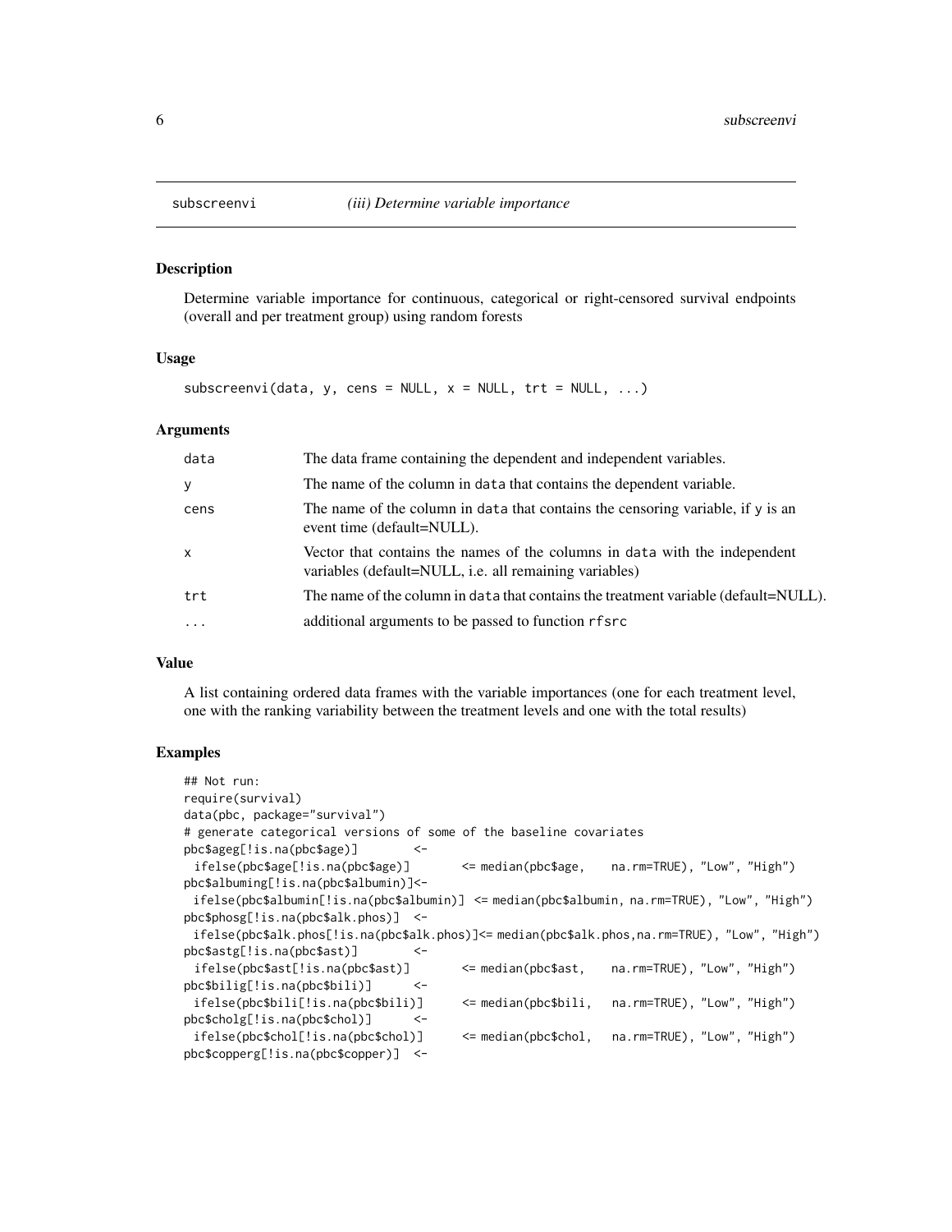## subscreenvi *(iii) Determine variable importance*

### Description

Determine variable importance for continuous, categorical or right-censored survival endpoints (overall and per treatment group) using random forests

### Usage

```
subscreenvi(data, y, cens = NULL, x = NULL, trt = NULL, ...)
```

### Arguments

| | |
|---|---|
| data | The data frame containing the dependent and independent variables. |
| y | The name of the column in data that contains the dependent variable. |
| cens | The name of the column in data that contains the censoring variable, if y is an event time (default=NULL). |
| x | Vector that contains the names of the columns in data with the independent variables (default=NULL, i.e. all remaining variables) |
| trt | The name of the column in data that contains the treatment variable (default=NULL). |
| ... | additional arguments to be passed to function rfsrc |

### Value

A list containing ordered data frames with the variable importances (one for each treatment level, one with the ranking variability between the treatment levels and one with the total results)

### Examples

```
## Not run:
require(survival)
data(pbc, package="survival")
# generate categorical versions of some of the baseline covariates
pbc$ageg[!is.na(pbc$age)]        <-
 ifelse(pbc$age[!is.na(pbc$age)]       <= median(pbc$age,    na.rm=TRUE), "Low", "High")
pbc$albuming[!is.na(pbc$albumin)]<-
 ifelse(pbc$albumin[!is.na(pbc$albumin)] <= median(pbc$albumin, na.rm=TRUE), "Low", "High")
pbc$phosg[!is.na(pbc$alk.phos)]  <-
 ifelse(pbc$alk.phos[!is.na(pbc$alk.phos)]<= median(pbc$alk.phos,na.rm=TRUE), "Low", "High")
pbc$astg[!is.na(pbc$ast)]        <-
 ifelse(pbc$ast[!is.na(pbc$ast)]       <= median(pbc$ast,    na.rm=TRUE), "Low", "High")
pbc$bilig[!is.na(pbc$bili)]      <-
 ifelse(pbc$bili[!is.na(pbc$bili)]      <= median(pbc$bili,   na.rm=TRUE), "Low", "High")
pbc$cholg[!is.na(pbc$chol)]      <-
 ifelse(pbc$chol[!is.na(pbc$chol)]      <= median(pbc$chol,   na.rm=TRUE), "Low", "High")
pbc$copperg[!is.na(pbc$copper)]  <-
```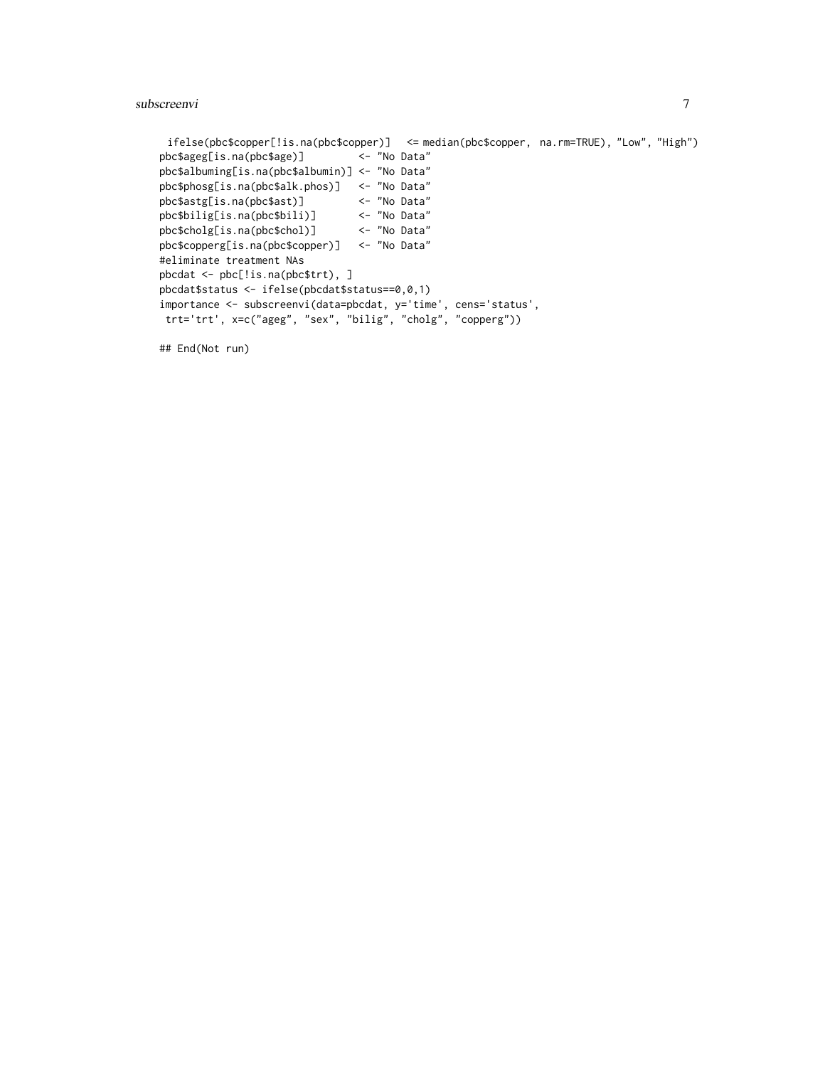```
 ifelse(pbc$copper[!is.na(pbc$copper)]   <= median(pbc$copper,  na.rm=TRUE), "Low", "High")
pbc$ageg[is.na(pbc$age)]         <- "No Data"
pbc$albuming[is.na(pbc$albumin)] <- "No Data"
pbc$phosg[is.na(pbc$alk.phos)]   <- "No Data"
pbc$astg[is.na(pbc$ast)]         <- "No Data"
pbc$bilig[is.na(pbc$bili)]       <- "No Data"
pbc$cholg[is.na(pbc$chol)]       <- "No Data"
pbc$copperg[is.na(pbc$copper)]   <- "No Data"
#eliminate treatment NAs
pbcdat <- pbc[!is.na(pbc$trt), ]
pbcdat$status <- ifelse(pbcdat$status==0,0,1)
importance <- subscreenvi(data=pbcdat, y='time', cens='status',
 trt='trt', x=c("ageg", "sex", "bilig", "cholg", "copperg"))

## End(Not run)
```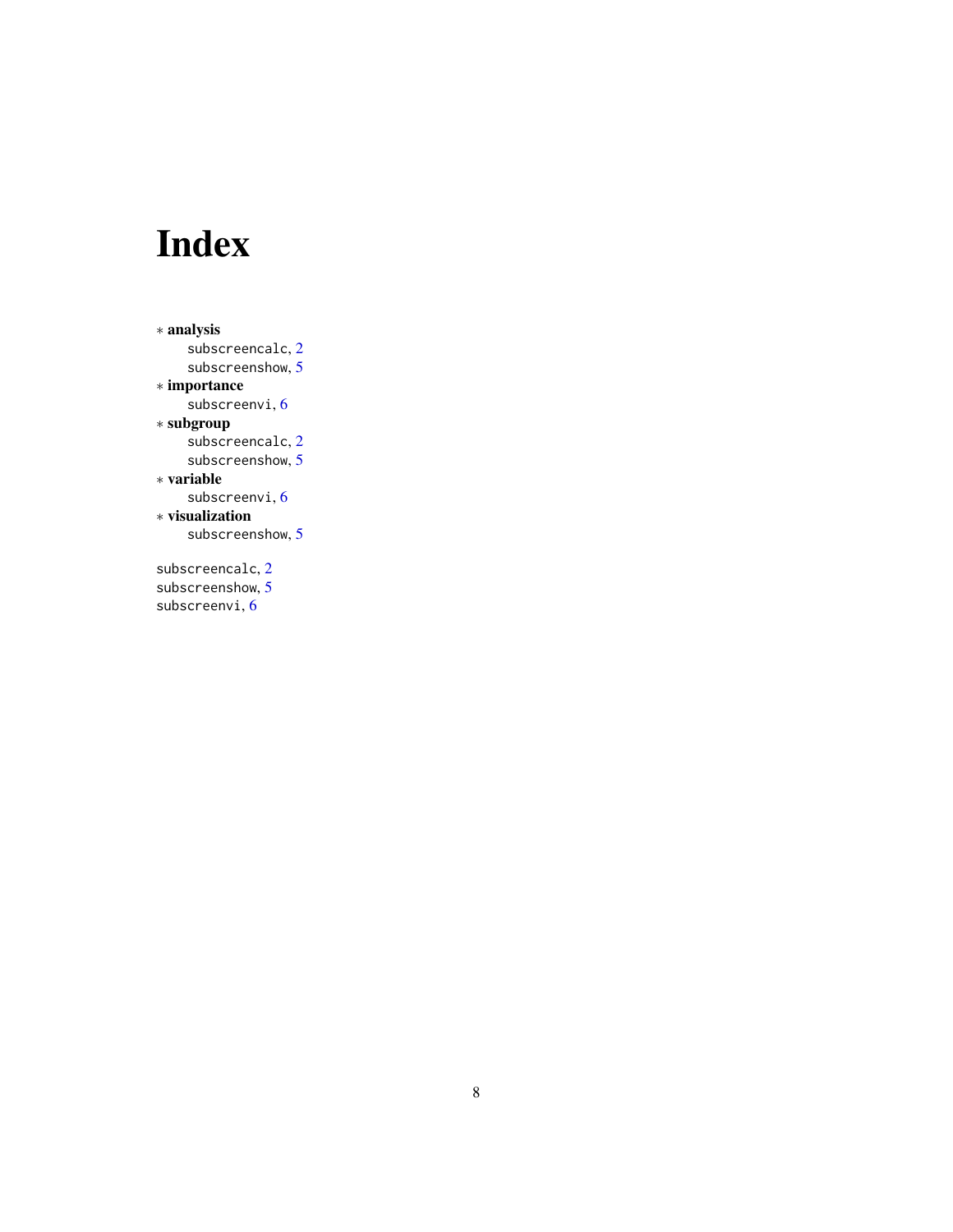# Index

∗ **analysis**
  subscreencalc, 2
  subscreenshow, 5

∗ **importance**
  subscreenvi, 6

∗ **subgroup**
  subscreencalc, 2
  subscreenshow, 5

∗ **variable**
  subscreenvi, 6

∗ **visualization**
  subscreenshow, 5

subscreencalc, 2
subscreenshow, 5
subscreenvi, 6